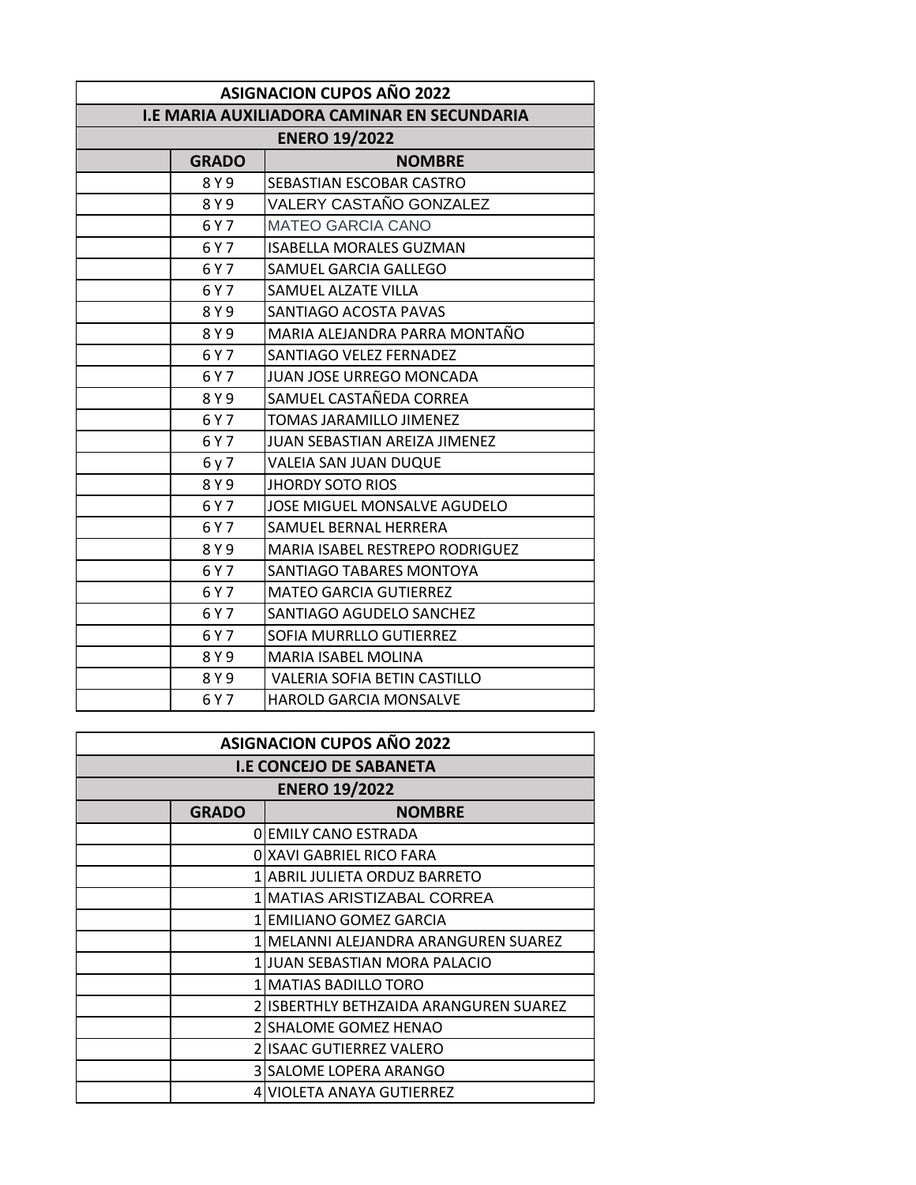| ASIGNACION CUPOS AÑO 2022 | | |
|---|---|---|
| I.E MARIA AUXILIADORA CAMINAR EN SECUNDARIA | | |
| ENERO 19/2022 | | |
| | **GRADO** | **NOMBRE** |
| | 8 Y 9 | SEBASTIAN ESCOBAR CASTRO |
| | 8 Y 9 | VALERY CASTAÑO GONZALEZ |
| | 6 Y 7 | MATEO GARCIA CANO |
| | 6 Y 7 | ISABELLA MORALES GUZMAN |
| | 6 Y 7 | SAMUEL GARCIA GALLEGO |
| | 6 Y 7 | SAMUEL ALZATE VILLA |
| | 8 Y 9 | SANTIAGO ACOSTA PAVAS |
| | 8 Y 9 | MARIA ALEJANDRA PARRA MONTAÑO |
| | 6 Y 7 | SANTIAGO VELEZ FERNADEZ |
| | 6 Y 7 | JUAN JOSE URREGO MONCADA |
| | 8 Y 9 | SAMUEL CASTAÑEDA CORREA |
| | 6 Y 7 | TOMAS JARAMILLO JIMENEZ |
| | 6 Y 7 | JUAN SEBASTIAN AREIZA JIMENEZ |
| | 6 y 7 | VALEIA SAN JUAN DUQUE |
| | 8 Y 9 | JHORDY SOTO RIOS |
| | 6 Y 7 | JOSE MIGUEL MONSALVE AGUDELO |
| | 6 Y 7 | SAMUEL BERNAL HERRERA |
| | 8 Y 9 | MARIA ISABEL RESTREPO RODRIGUEZ |
| | 6 Y 7 | SANTIAGO TABARES MONTOYA |
| | 6 Y 7 | MATEO GARCIA GUTIERREZ |
| | 6 Y 7 | SANTIAGO AGUDELO SANCHEZ |
| | 6 Y 7 | SOFIA MURRLLO GUTIERREZ |
| | 8 Y 9 | MARIA ISABEL MOLINA |
| | 8 Y 9 | VALERIA SOFIA BETIN CASTILLO |
| | 6 Y 7 | HAROLD GARCIA MONSALVE |

| ASIGNACION CUPOS AÑO 2022 | | |
|---|---|---|
| I.E CONCEJO DE SABANETA | | |
| ENERO 19/2022 | | |
| | **GRADO** | **NOMBRE** |
| | 0 | EMILY CANO ESTRADA |
| | 0 | XAVI GABRIEL RICO FARA |
| | 1 | ABRIL JULIETA ORDUZ BARRETO |
| | 1 | MATIAS ARISTIZABAL CORREA |
| | 1 | EMILIANO GOMEZ GARCIA |
| | 1 | MELANNI ALEJANDRA ARANGUREN SUAREZ |
| | 1 | JUAN SEBASTIAN MORA PALACIO |
| | 1 | MATIAS BADILLO TORO |
| | 2 | ISBERTHLY BETHZAIDA ARANGUREN SUAREZ |
| | 2 | SHALOME GOMEZ HENAO |
| | 2 | ISAAC GUTIERREZ VALERO |
| | 3 | SALOME LOPERA ARANGO |
| | 4 | VIOLETA ANAYA GUTIERREZ |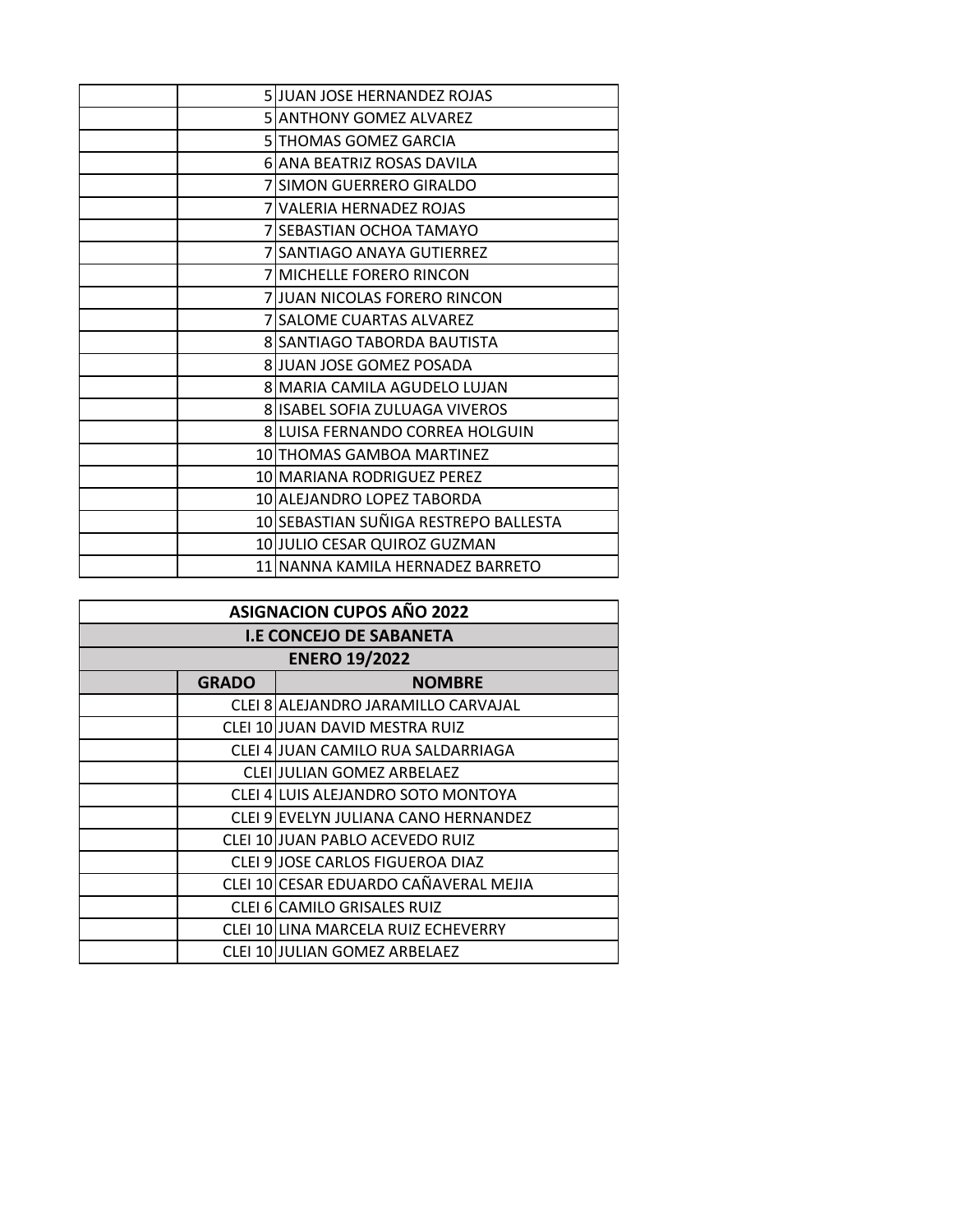| | | |
|---|---|---|
| | 5 | JUAN JOSE HERNANDEZ ROJAS |
| | 5 | ANTHONY GOMEZ ALVAREZ |
| | 5 | THOMAS GOMEZ GARCIA |
| | 6 | ANA BEATRIZ ROSAS DAVILA |
| | 7 | SIMON GUERRERO GIRALDO |
| | 7 | VALERIA HERNADEZ ROJAS |
| | 7 | SEBASTIAN OCHOA TAMAYO |
| | 7 | SANTIAGO ANAYA GUTIERREZ |
| | 7 | MICHELLE FORERO RINCON |
| | 7 | JUAN NICOLAS FORERO RINCON |
| | 7 | SALOME CUARTAS ALVAREZ |
| | 8 | SANTIAGO TABORDA BAUTISTA |
| | 8 | JUAN JOSE GOMEZ POSADA |
| | 8 | MARIA CAMILA AGUDELO LUJAN |
| | 8 | ISABEL SOFIA ZULUAGA VIVEROS |
| | 8 | LUISA FERNANDO CORREA HOLGUIN |
| | 10 | THOMAS GAMBOA MARTINEZ |
| | 10 | MARIANA RODRIGUEZ PEREZ |
| | 10 | ALEJANDRO LOPEZ TABORDA |
| | 10 | SEBASTIAN SUÑIGA RESTREPO BALLESTA |
| | 10 | JULIO CESAR QUIROZ GUZMAN |
| | 11 | NANNA KAMILA HERNADEZ BARRETO |

| **ASIGNACION CUPOS AÑO 2022** | | |
|---|---|---|
| **I.E CONCEJO DE SABANETA** | | |
| **ENERO 19/2022** | | |
| | **GRADO** | **NOMBRE** |
| | CLEI 8 | ALEJANDRO JARAMILLO CARVAJAL |
| | CLEI 10 | JUAN DAVID MESTRA RUIZ |
| | CLEI 4 | JUAN CAMILO RUA SALDARRIAGA |
| | CLEI | JULIAN GOMEZ ARBELAEZ |
| | CLEI 4 | LUIS ALEJANDRO SOTO MONTOYA |
| | CLEI 9 | EVELYN JULIANA CANO HERNANDEZ |
| | CLEI 10 | JUAN PABLO ACEVEDO RUIZ |
| | CLEI 9 | JOSE CARLOS FIGUEROA DIAZ |
| | CLEI 10 | CESAR EDUARDO CAÑAVERAL MEJIA |
| | CLEI 6 | CAMILO GRISALES RUIZ |
| | CLEI 10 | LINA MARCELA RUIZ ECHEVERRY |
| | CLEI 10 | JULIAN GOMEZ ARBELAEZ |